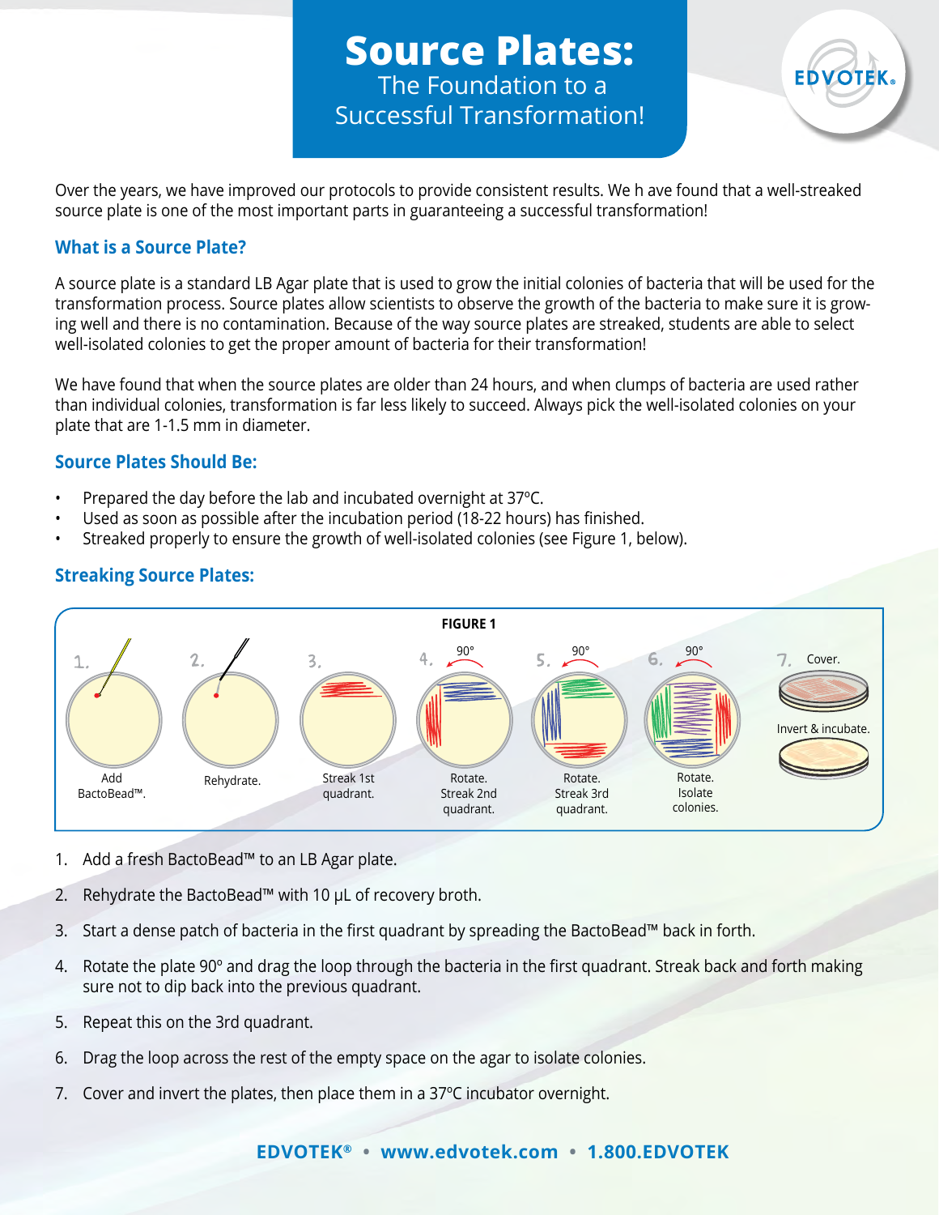# Source Plates:

## The Foundation to a Successful Transformation!

Over the years, we have improved our protocols to provide consistent results. We h ave found that a well-streaked source plate is one of the most important parts in guaranteeing a successful transformation!

### What is a Source Plate?

A source plate is a standard LB Agar plate that is used to grow the initial colonies of bacteria that will be used for the transformation process. Source plates allow scientists to observe the growth of the bacteria to make sure it is growing well and there is no contamination. Because of the way source plates are streaked, students are able to select well-isolated colonies to get the proper amount of bacteria for their transformation!

We have found that when the source plates are older than 24 hours, and when clumps of bacteria are used rather than individual colonies, transformation is far less likely to succeed. Always pick the well-isolated colonies on your plate that are 1-1.5 mm in diameter.

### Source Plates Should Be:

- Prepared the day before the lab and incubated overnight at 37ºC.
- Used as soon as possible after the incubation period (18-22 hours) has finished.
- Streaked properly to ensure the growth of well-isolated colonies (see Figure 1, below).

### Streaking Source Plates:

**FIGURE 1**

1. Add BactoBead™.
2. Rehydrate.
3. Streak 1st quadrant.
4. 90° Rotate. Streak 2nd quadrant.
5. 90° Rotate. Streak 3rd quadrant.
6. 90° Rotate. Isolate colonies.
7. Cover. Invert & incubate.

1. Add a fresh BactoBead™ to an LB Agar plate.
2. Rehydrate the BactoBead™ with 10 µL of recovery broth.
3. Start a dense patch of bacteria in the first quadrant by spreading the BactoBead™ back in forth.
4. Rotate the plate 90º and drag the loop through the bacteria in the first quadrant. Streak back and forth making sure not to dip back into the previous quadrant.
5. Repeat this on the 3rd quadrant.
6. Drag the loop across the rest of the empty space on the agar to isolate colonies.
7. Cover and invert the plates, then place them in a 37ºC incubator overnight.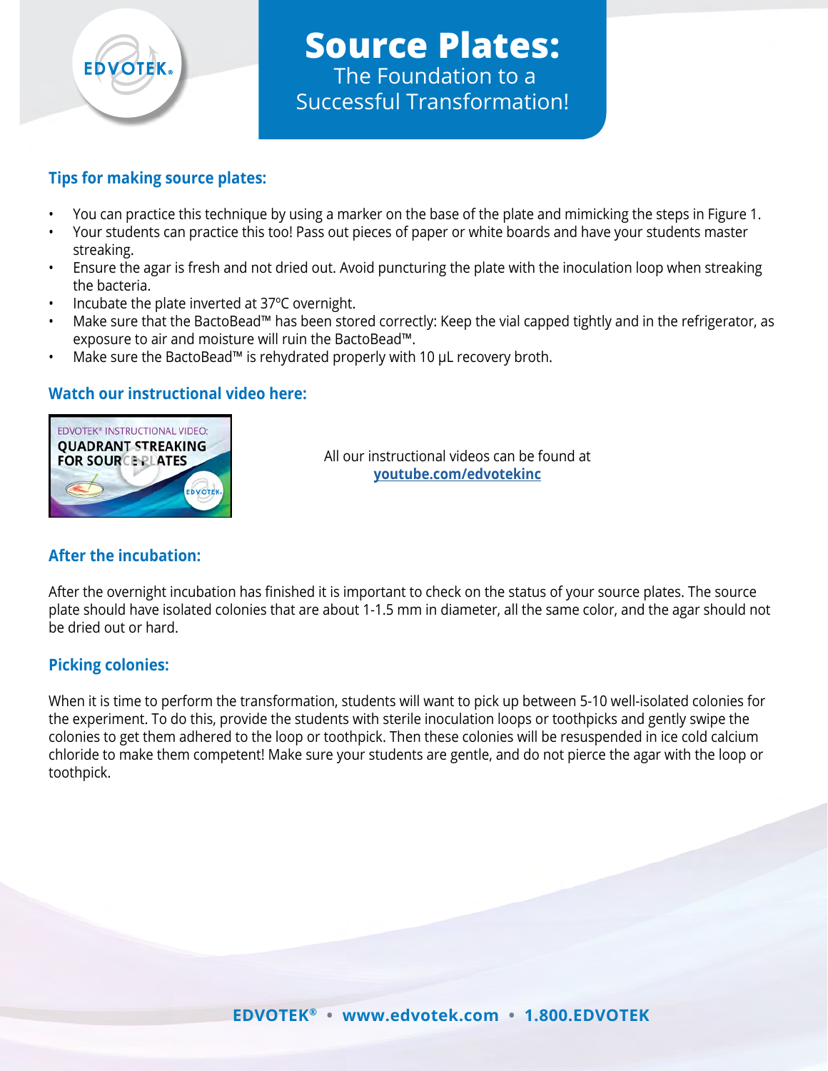# Source Plates:

The Foundation to a Successful Transformation!

### Tips for making source plates:

- You can practice this technique by using a marker on the base of the plate and mimicking the steps in Figure 1.
- Your students can practice this too! Pass out pieces of paper or white boards and have your students master streaking.
- Ensure the agar is fresh and not dried out. Avoid puncturing the plate with the inoculation loop when streaking the bacteria.
- Incubate the plate inverted at 37°C overnight.
- Make sure that the BactoBead™ has been stored correctly: Keep the vial capped tightly and in the refrigerator, as exposure to air and moisture will ruin the BactoBead™.
- Make sure the BactoBead™ is rehydrated properly with 10 µL recovery broth.

### Watch our instructional video here:

EDVOTEK® INSTRUCTIONAL VIDEO: QUADRANT STREAKING FOR SOURCE PLATES

All our instructional videos can be found at [youtube.com/edvotekinc](youtube.com/edvotekinc)

### After the incubation:

After the overnight incubation has finished it is important to check on the status of your source plates. The source plate should have isolated colonies that are about 1-1.5 mm in diameter, all the same color, and the agar should not be dried out or hard.

### Picking colonies:

When it is time to perform the transformation, students will want to pick up between 5-10 well-isolated colonies for the experiment. To do this, provide the students with sterile inoculation loops or toothpicks and gently swipe the colonies to get them adhered to the loop or toothpick. Then these colonies will be resuspended in ice cold calcium chloride to make them competent! Make sure your students are gentle, and do not pierce the agar with the loop or toothpick.

**EDVOTEK® • www.edvotek.com • 1.800.EDVOTEK**